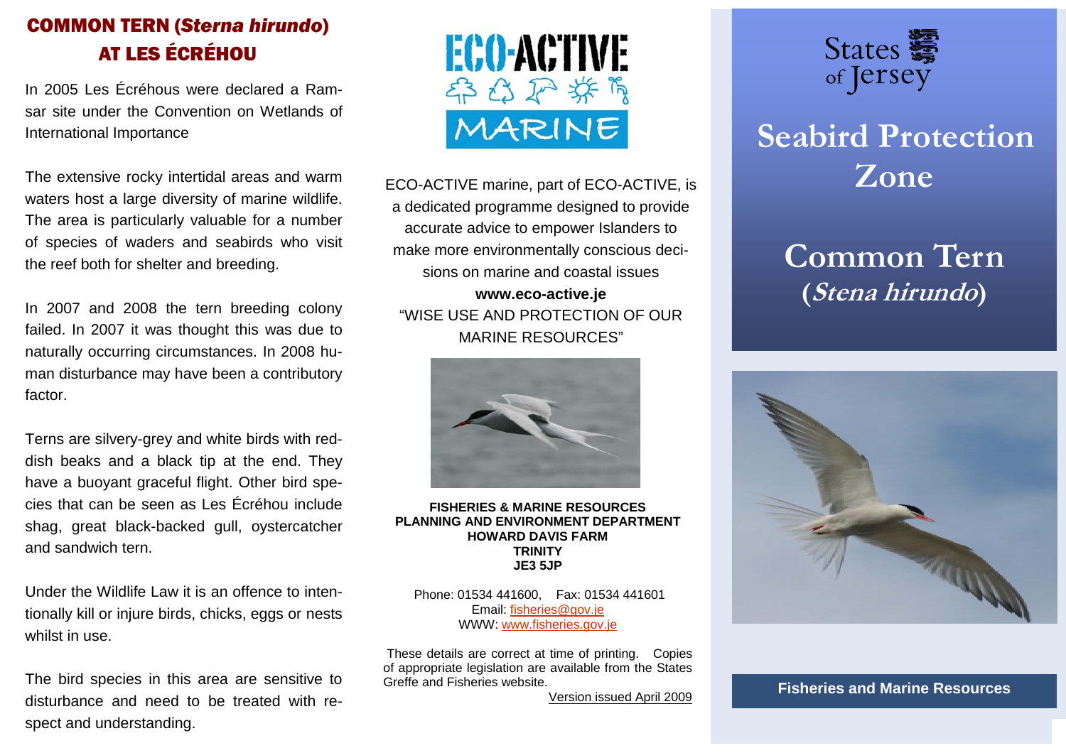# COMMON TERN (*Sterna hirundo*) AT LES ÉCRÉHOU

In 2005 Les Écréhous were declared a Ramsar site under the Convention on Wetlands of International Importance

The extensive rocky intertidal areas and warm waters host a large diversity of marine wildlife. The area is particularly valuable for a number of species of waders and seabirds who visit the reef both for shelter and breeding.

In 2007 and 2008 the tern breeding colony failed. In 2007 it was thought this was due to naturally occurring circumstances. In 2008 human disturbance may have been a contributory factor.

Terns are silvery-grey and white birds with reddish beaks and a black tip at the end. They have a buoyant graceful flight. Other bird species that can be seen as Les Écréhou include shag, great black-backed gull, oystercatcher and sandwich tern.

Under the Wildlife Law it is an offence to intentionally kill or injure birds, chicks, eggs or nests whilst in use.

The bird species in this area are sensitive to disturbance and need to be treated with respect and understanding.

ECO-ACTIVE MARINE

ECO-ACTIVE marine, part of ECO-ACTIVE, is a dedicated programme designed to provide accurate advice to empower Islanders to make more environmentally conscious decisions on marine and coastal issues

**www.eco-active.je**

"WISE USE AND PROTECTION OF OUR MARINE RESOURCES"

**FISHERIES & MARINE RESOURCES**
**PLANNING AND ENVIRONMENT DEPARTMENT**
**HOWARD DAVIS FARM**
**TRINITY**
**JE3 5JP**

Phone: 01534 441600, Fax: 01534 441601
Email: fisheries@gov.je
WWW: www.fisheries.gov.je

These details are correct at time of printing. Copies of appropriate legislation are available from the States Greffe and Fisheries website.

Version issued April 2009

States of Jersey

# Seabird Protection Zone

## Common Tern (*Stena hirundo*)

**Fisheries and Marine Resources**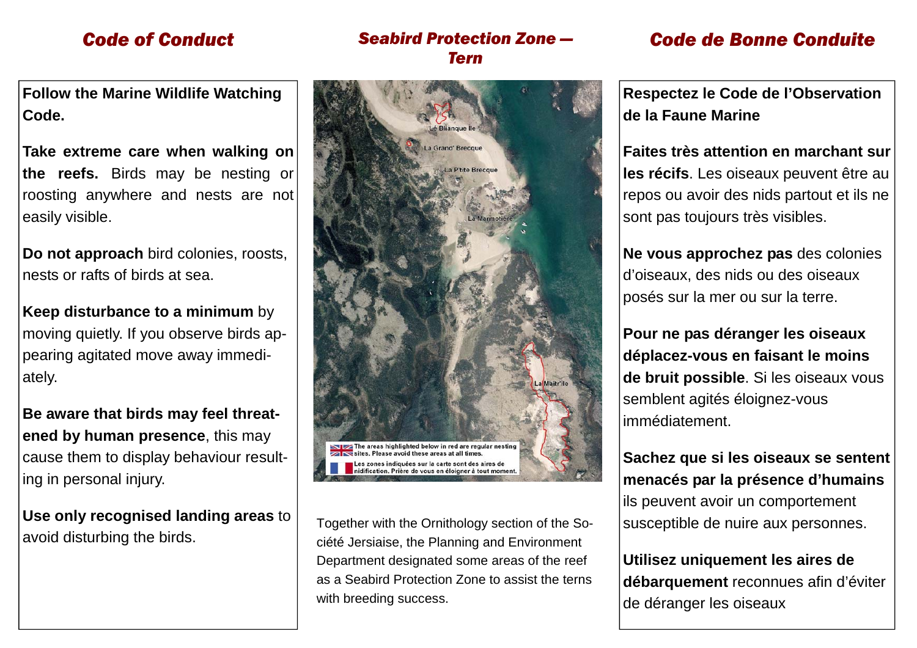## *Code of Conduct*

**Follow the Marine Wildlife Watching Code.**

**Take extreme care when walking on the reefs.** Birds may be nesting or roosting anywhere and nests are not easily visible.

**Do not approach** bird colonies, roosts, nests or rafts of birds at sea.

**Keep disturbance to a minimum** by moving quietly. If you observe birds appearing agitated move away immediately.

**Be aware that birds may feel threatened by human presence**, this may cause them to display behaviour resulting in personal injury.

**Use only recognised landing areas** to avoid disturbing the birds.

## *Seabird Protection Zone — Tern*

Lé Blianque Ile

La Grand' Brecque

La P'tite Brecque

La Marmotière

La Maitr'Ile

The areas highlighted below in red are regular nesting sites. Please avoid these areas at all times.

Les zones indiquées sur la carte sont des aires de nidification. Prière de vous en éloigner à tout moment.

Together with the Ornithology section of the Société Jersiaise, the Planning and Environment Department designated some areas of the reef as a Seabird Protection Zone to assist the terns with breeding success.

## *Code de Bonne Conduite*

**Respectez le Code de l'Observation de la Faune Marine**

**Faites très attention en marchant sur les récifs**. Les oiseaux peuvent être au repos ou avoir des nids partout et ils ne sont pas toujours très visibles.

**Ne vous approchez pas** des colonies d'oiseaux, des nids ou des oiseaux posés sur la mer ou sur la terre.

**Pour ne pas déranger les oiseaux déplacez-vous en faisant le moins de bruit possible**. Si les oiseaux vous semblent agités éloignez-vous immédiatement.

**Sachez que si les oiseaux se sentent menacés par la présence d'humains** ils peuvent avoir un comportement susceptible de nuire aux personnes.

**Utilisez uniquement les aires de débarquement** reconnues afin d'éviter de déranger les oiseaux